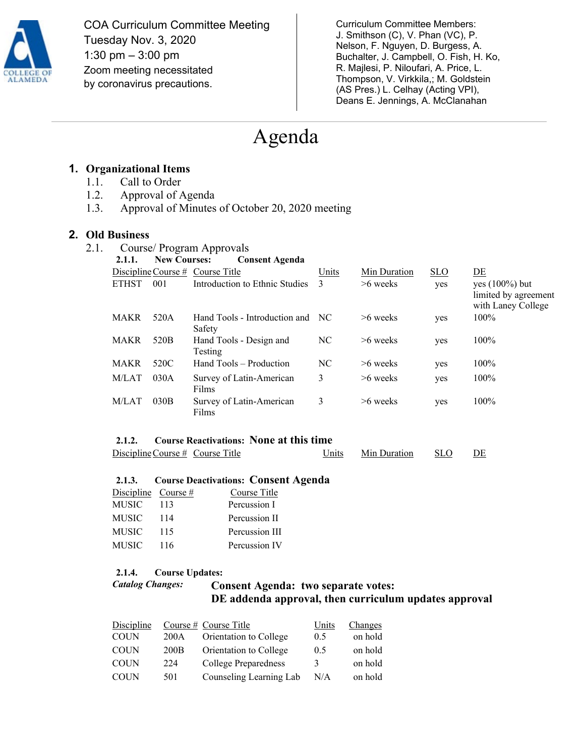COA Curriculum Committee Meeting
Tuesday Nov. 3, 2020
1:30 pm – 3:00 pm
Zoom meeting necessitated by coronavirus precautions.

Curriculum Committee Members: J. Smithson (C), V. Phan (VC), P. Nelson, F. Nguyen, D. Burgess, A. Buchalter, J. Campbell, O. Fish, H. Ko, R. Majlesi, P. Niloufari, A. Price, L. Thompson, V. Virkkila,; M. Goldstein (AS Pres.) L. Celhay (Acting VPI), Deans E. Jennings, A. McClanahan

# Agenda

## 1. Organizational Items

1.1. Call to Order
1.2. Approval of Agenda
1.3. Approval of Minutes of October 20, 2020 meeting

## 2. Old Business

2.1. Course/ Program Approvals

**2.1.1. New Courses: Consent Agenda**

| Discipline | Course # | Course Title | Units | Min Duration | SLO | DE |
|---|---|---|---|---|---|---|
| ETHST | 001 | Introduction to Ethnic Studies | 3 | >6 weeks | yes | yes (100%) but limited by agreement with Laney College |
| MAKR | 520A | Hand Tools - Introduction and Safety | NC | >6 weeks | yes | 100% |
| MAKR | 520B | Hand Tools - Design and Testing | NC | >6 weeks | yes | 100% |
| MAKR | 520C | Hand Tools – Production | NC | >6 weeks | yes | 100% |
| M/LAT | 030A | Survey of Latin-American Films | 3 | >6 weeks | yes | 100% |
| M/LAT | 030B | Survey of Latin-American Films | 3 | >6 weeks | yes | 100% |

**2.1.2. Course Reactivations: None at this time**

| Discipline | Course # | Course Title | Units | Min Duration | SLO | DE |
|---|---|---|---|---|---|---|

**2.1.3. Course Deactivations: Consent Agenda**

| Discipline | Course # | Course Title |
|---|---|---|
| MUSIC | 113 | Percussion I |
| MUSIC | 114 | Percussion II |
| MUSIC | 115 | Percussion III |
| MUSIC | 116 | Percussion IV |

**2.1.4. Course Updates:**

*Catalog Changes:* **Consent Agenda: two separate votes: DE addenda approval, then curriculum updates approval**

| Discipline | Course # | Course Title | Units | Changes |
|---|---|---|---|---|
| COUN | 200A | Orientation to College | 0.5 | on hold |
| COUN | 200B | Orientation to College | 0.5 | on hold |
| COUN | 224 | College Preparedness | 3 | on hold |
| COUN | 501 | Counseling Learning Lab | N/A | on hold |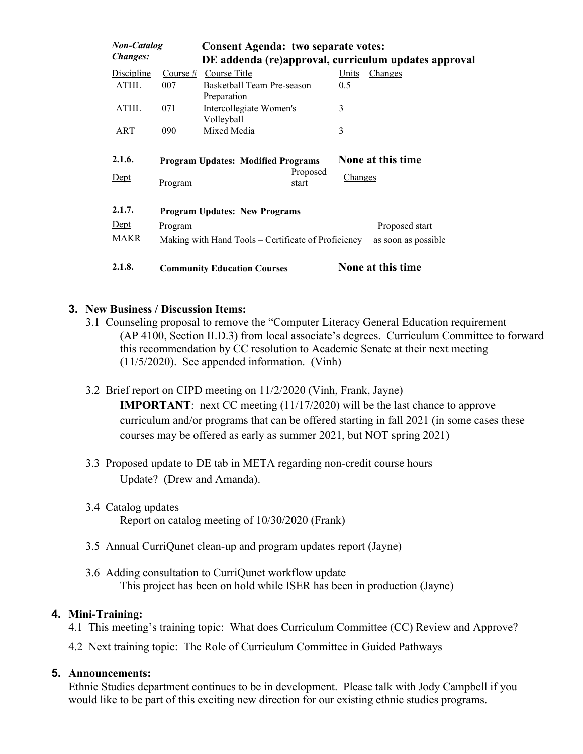***Non-Catalog Changes:*** **Consent Agenda: two separate votes: DE addenda (re)approval, curriculum updates approval**

| Discipline | Course # | Course Title | Units | Changes |
|---|---|---|---|---|
| ATHL | 007 | Basketball Team Pre-season Preparation | 0.5 | |
| ATHL | 071 | Intercollegiate Women's Volleyball | 3 | |
| ART | 090 | Mixed Media | 3 | |

**2.1.6. Program Updates: Modified Programs** **None at this time**

| Dept | Program | Proposed start | Changes |
|---|---|---|---|

**2.1.7. Program Updates: New Programs**

| Dept | Program | Proposed start |
|---|---|---|
| MAKR | Making with Hand Tools – Certificate of Proficiency | as soon as possible |

**2.1.8. Community Education Courses** **None at this time**

## 3. New Business / Discussion Items:

3.1 Counseling proposal to remove the "Computer Literacy General Education requirement (AP 4100, Section II.D.3) from local associate's degrees. Curriculum Committee to forward this recommendation by CC resolution to Academic Senate at their next meeting (11/5/2020). See appended information. (Vinh)

3.2 Brief report on CIPD meeting on 11/2/2020 (Vinh, Frank, Jayne)
**IMPORTANT**: next CC meeting (11/17/2020) will be the last chance to approve curriculum and/or programs that can be offered starting in fall 2021 (in some cases these courses may be offered as early as summer 2021, but NOT spring 2021)

3.3 Proposed update to DE tab in META regarding non-credit course hours
Update? (Drew and Amanda).

3.4 Catalog updates
Report on catalog meeting of 10/30/2020 (Frank)

3.5 Annual CurriQunet clean-up and program updates report (Jayne)

3.6 Adding consultation to CurriQunet workflow update
This project has been on hold while ISER has been in production (Jayne)

## 4. Mini-Training:

4.1 This meeting's training topic: What does Curriculum Committee (CC) Review and Approve?

4.2 Next training topic: The Role of Curriculum Committee in Guided Pathways

## 5. Announcements:

Ethnic Studies department continues to be in development. Please talk with Jody Campbell if you would like to be part of this exciting new direction for our existing ethnic studies programs.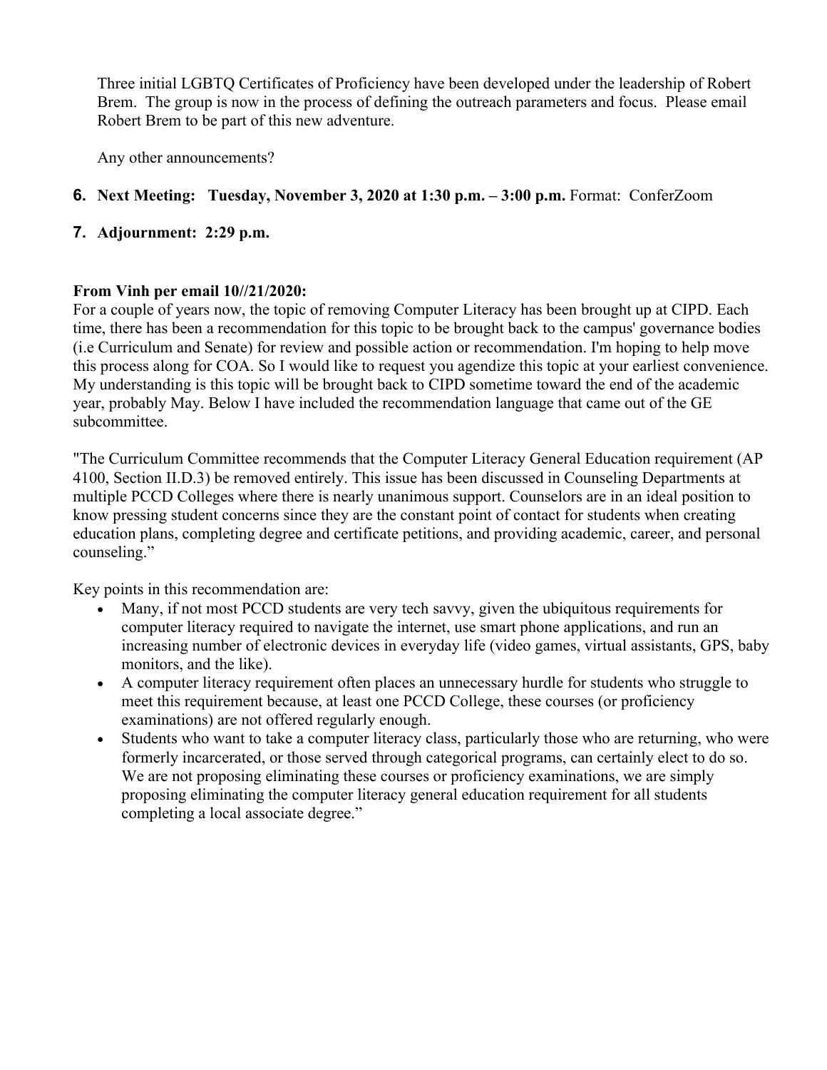Three initial LGBTQ Certificates of Proficiency have been developed under the leadership of Robert Brem. The group is now in the process of defining the outreach parameters and focus. Please email Robert Brem to be part of this new adventure.

Any other announcements?

6. **Next Meeting: Tuesday, November 3, 2020 at 1:30 p.m. – 3:00 p.m.** Format: ConferZoom

7. **Adjournment: 2:29 p.m.**

**From Vinh per email 10//21/2020:**
For a couple of years now, the topic of removing Computer Literacy has been brought up at CIPD. Each time, there has been a recommendation for this topic to be brought back to the campus' governance bodies (i.e Curriculum and Senate) for review and possible action or recommendation. I'm hoping to help move this process along for COA. So I would like to request you agendize this topic at your earliest convenience. My understanding is this topic will be brought back to CIPD sometime toward the end of the academic year, probably May. Below I have included the recommendation language that came out of the GE subcommittee.

"The Curriculum Committee recommends that the Computer Literacy General Education requirement (AP 4100, Section II.D.3) be removed entirely. This issue has been discussed in Counseling Departments at multiple PCCD Colleges where there is nearly unanimous support. Counselors are in an ideal position to know pressing student concerns since they are the constant point of contact for students when creating education plans, completing degree and certificate petitions, and providing academic, career, and personal counseling."

Key points in this recommendation are:

- Many, if not most PCCD students are very tech savvy, given the ubiquitous requirements for computer literacy required to navigate the internet, use smart phone applications, and run an increasing number of electronic devices in everyday life (video games, virtual assistants, GPS, baby monitors, and the like).
- A computer literacy requirement often places an unnecessary hurdle for students who struggle to meet this requirement because, at least one PCCD College, these courses (or proficiency examinations) are not offered regularly enough.
- Students who want to take a computer literacy class, particularly those who are returning, who were formerly incarcerated, or those served through categorical programs, can certainly elect to do so. We are not proposing eliminating these courses or proficiency examinations, we are simply proposing eliminating the computer literacy general education requirement for all students completing a local associate degree."